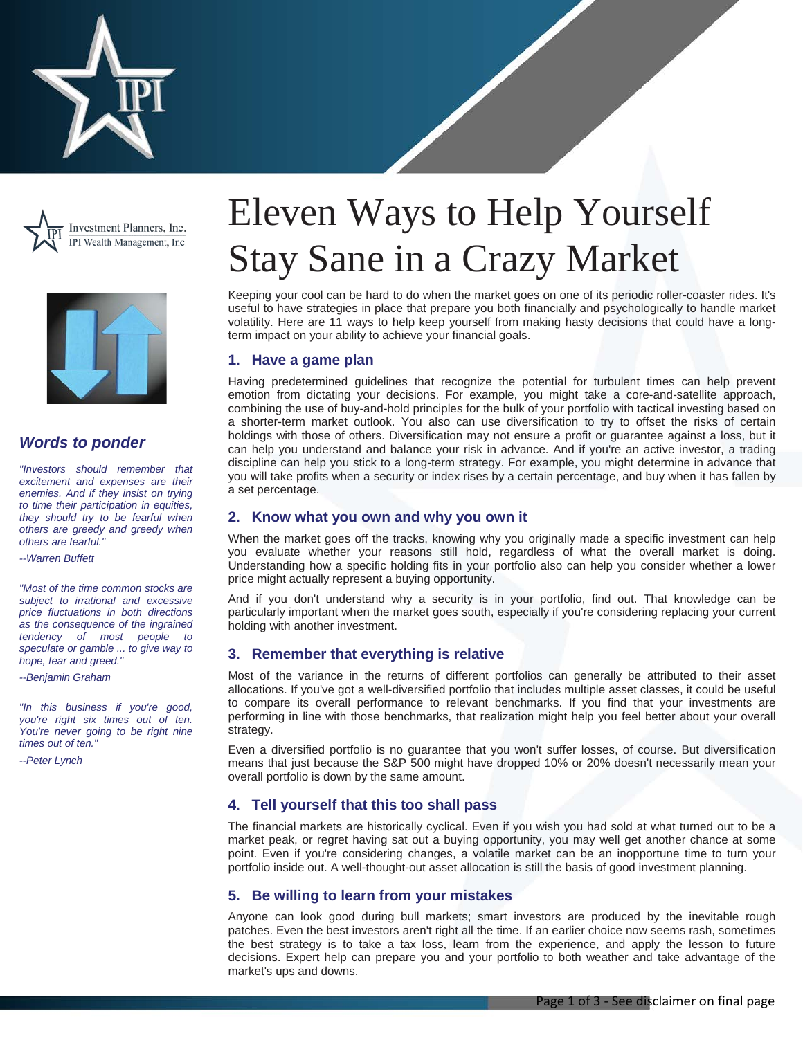Investment Planners, Inc.
IPI Wealth Management, Inc.

# Eleven Ways to Help Yourself Stay Sane in a Crazy Market

Keeping your cool can be hard to do when the market goes on one of its periodic roller-coaster rides. It's useful to have strategies in place that prepare you both financially and psychologically to handle market volatility. Here are 11 ways to help keep yourself from making hasty decisions that could have a long-term impact on your ability to achieve your financial goals.

## 1. Have a game plan

Having predetermined guidelines that recognize the potential for turbulent times can help prevent emotion from dictating your decisions. For example, you might take a core-and-satellite approach, combining the use of buy-and-hold principles for the bulk of your portfolio with tactical investing based on a shorter-term market outlook. You also can use diversification to try to offset the risks of certain holdings with those of others. Diversification may not ensure a profit or guarantee against a loss, but it can help you understand and balance your risk in advance. And if you're an active investor, a trading discipline can help you stick to a long-term strategy. For example, you might determine in advance that you will take profits when a security or index rises by a certain percentage, and buy when it has fallen by a set percentage.

## 2. Know what you own and why you own it

When the market goes off the tracks, knowing why you originally made a specific investment can help you evaluate whether your reasons still hold, regardless of what the overall market is doing. Understanding how a specific holding fits in your portfolio also can help you consider whether a lower price might actually represent a buying opportunity.

And if you don't understand why a security is in your portfolio, find out. That knowledge can be particularly important when the market goes south, especially if you're considering replacing your current holding with another investment.

## 3. Remember that everything is relative

Most of the variance in the returns of different portfolios can generally be attributed to their asset allocations. If you've got a well-diversified portfolio that includes multiple asset classes, it could be useful to compare its overall performance to relevant benchmarks. If you find that your investments are performing in line with those benchmarks, that realization might help you feel better about your overall strategy.

Even a diversified portfolio is no guarantee that you won't suffer losses, of course. But diversification means that just because the S&P 500 might have dropped 10% or 20% doesn't necessarily mean your overall portfolio is down by the same amount.

## 4. Tell yourself that this too shall pass

The financial markets are historically cyclical. Even if you wish you had sold at what turned out to be a market peak, or regret having sat out a buying opportunity, you may well get another chance at some point. Even if you're considering changes, a volatile market can be an inopportune time to turn your portfolio inside out. A well-thought-out asset allocation is still the basis of good investment planning.

## 5. Be willing to learn from your mistakes

Anyone can look good during bull markets; smart investors are produced by the inevitable rough patches. Even the best investors aren't right all the time. If an earlier choice now seems rash, sometimes the best strategy is to take a tax loss, learn from the experience, and apply the lesson to future decisions. Expert help can prepare you and your portfolio to both weather and take advantage of the market's ups and downs.

### *Words to ponder*

*"Investors should remember that excitement and expenses are their enemies. And if they insist on trying to time their participation in equities, they should try to be fearful when others are greedy and greedy when others are fearful."*

*--Warren Buffett*

*"Most of the time common stocks are subject to irrational and excessive price fluctuations in both directions as the consequence of the ingrained tendency of most people to speculate or gamble ... to give way to hope, fear and greed."*

*--Benjamin Graham*

*"In this business if you're good, you're right six times out of ten. You're never going to be right nine times out of ten."*

*--Peter Lynch*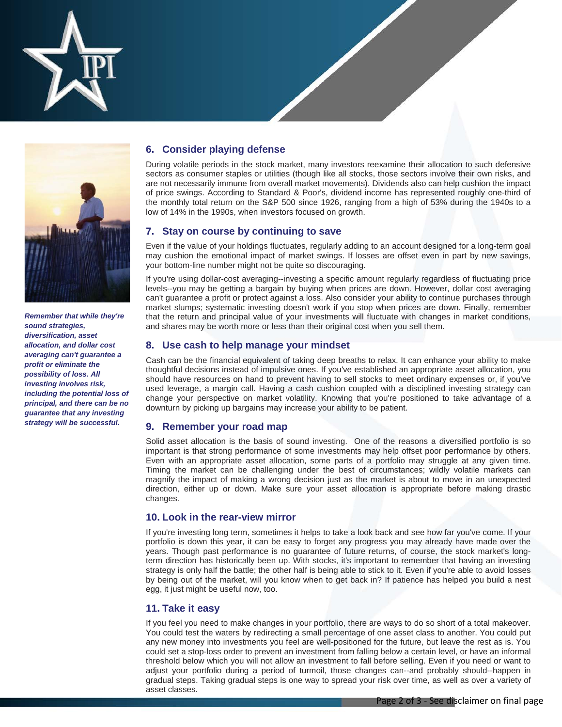*Remember that while they're sound strategies, diversification, asset allocation, and dollar cost averaging can't guarantee a profit or eliminate the possibility of loss. All investing involves risk, including the potential loss of principal, and there can be no guarantee that any investing strategy will be successful.*

## 6. Consider playing defense

During volatile periods in the stock market, many investors reexamine their allocation to such defensive sectors as consumer staples or utilities (though like all stocks, those sectors involve their own risks, and are not necessarily immune from overall market movements). Dividends also can help cushion the impact of price swings. According to Standard & Poor's, dividend income has represented roughly one-third of the monthly total return on the S&P 500 since 1926, ranging from a high of 53% during the 1940s to a low of 14% in the 1990s, when investors focused on growth.

## 7. Stay on course by continuing to save

Even if the value of your holdings fluctuates, regularly adding to an account designed for a long-term goal may cushion the emotional impact of market swings. If losses are offset even in part by new savings, your bottom-line number might not be quite so discouraging.

If you're using dollar-cost averaging--investing a specific amount regularly regardless of fluctuating price levels--you may be getting a bargain by buying when prices are down. However, dollar cost averaging can't guarantee a profit or protect against a loss. Also consider your ability to continue purchases through market slumps; systematic investing doesn't work if you stop when prices are down. Finally, remember that the return and principal value of your investments will fluctuate with changes in market conditions, and shares may be worth more or less than their original cost when you sell them.

## 8. Use cash to help manage your mindset

Cash can be the financial equivalent of taking deep breaths to relax. It can enhance your ability to make thoughtful decisions instead of impulsive ones. If you've established an appropriate asset allocation, you should have resources on hand to prevent having to sell stocks to meet ordinary expenses or, if you've used leverage, a margin call. Having a cash cushion coupled with a disciplined investing strategy can change your perspective on market volatility. Knowing that you're positioned to take advantage of a downturn by picking up bargains may increase your ability to be patient.

## 9. Remember your road map

Solid asset allocation is the basis of sound investing. One of the reasons a diversified portfolio is so important is that strong performance of some investments may help offset poor performance by others. Even with an appropriate asset allocation, some parts of a portfolio may struggle at any given time. Timing the market can be challenging under the best of circumstances; wildly volatile markets can magnify the impact of making a wrong decision just as the market is about to move in an unexpected direction, either up or down. Make sure your asset allocation is appropriate before making drastic changes.

## 10. Look in the rear-view mirror

If you're investing long term, sometimes it helps to take a look back and see how far you've come. If your portfolio is down this year, it can be easy to forget any progress you may already have made over the years. Though past performance is no guarantee of future returns, of course, the stock market's long-term direction has historically been up. With stocks, it's important to remember that having an investing strategy is only half the battle; the other half is being able to stick to it. Even if you're able to avoid losses by being out of the market, will you know when to get back in? If patience has helped you build a nest egg, it just might be useful now, too.

## 11. Take it easy

If you feel you need to make changes in your portfolio, there are ways to do so short of a total makeover. You could test the waters by redirecting a small percentage of one asset class to another. You could put any new money into investments you feel are well-positioned for the future, but leave the rest as is. You could set a stop-loss order to prevent an investment from falling below a certain level, or have an informal threshold below which you will not allow an investment to fall before selling. Even if you need or want to adjust your portfolio during a period of turmoil, those changes can--and probably should--happen in gradual steps. Taking gradual steps is one way to spread your risk over time, as well as over a variety of asset classes.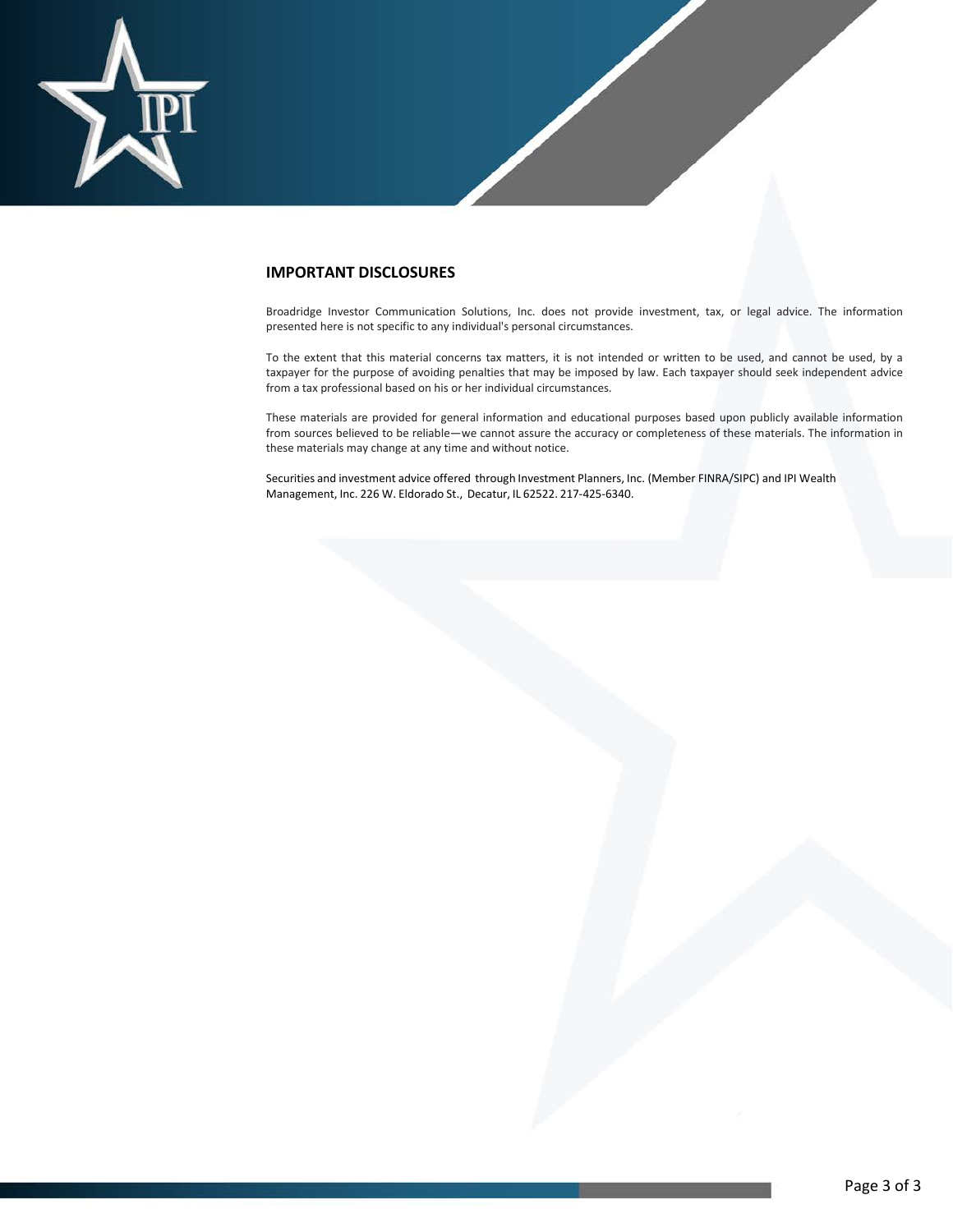## IMPORTANT DISCLOSURES

Broadridge Investor Communication Solutions, Inc. does not provide investment, tax, or legal advice. The information presented here is not specific to any individual's personal circumstances.

To the extent that this material concerns tax matters, it is not intended or written to be used, and cannot be used, by a taxpayer for the purpose of avoiding penalties that may be imposed by law. Each taxpayer should seek independent advice from a tax professional based on his or her individual circumstances.

These materials are provided for general information and educational purposes based upon publicly available information from sources believed to be reliable—we cannot assure the accuracy or completeness of these materials. The information in these materials may change at any time and without notice.

Securities and investment advice offered through Investment Planners, Inc. (Member FINRA/SIPC) and IPI Wealth Management, Inc. 226 W. Eldorado St., Decatur, IL 62522. 217-425-6340.